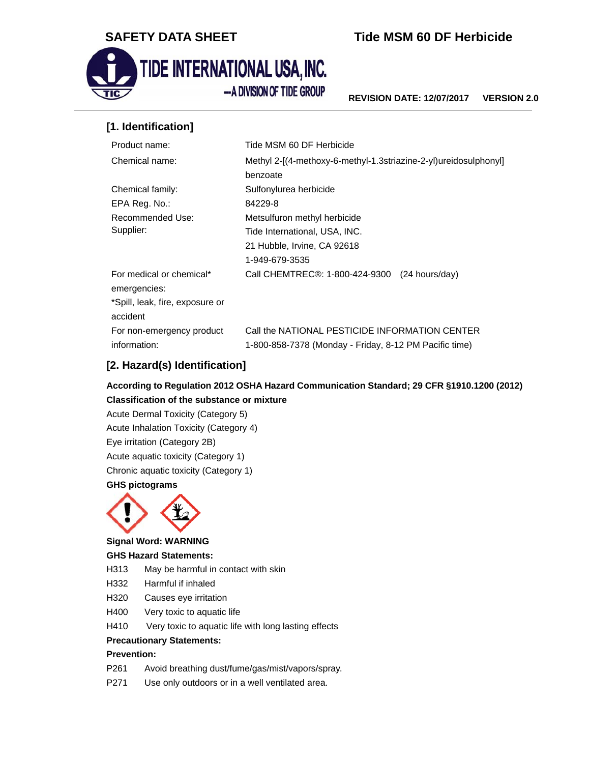# SAFETY DATA SHEET

# Tide MSM 60 DF Herbicide

TIDE INTERNATIONAL USA, INC.
—A DIVISION OF TIDE GROUP

**REVISION DATE: 12/07/2017 VERSION 2.0**

## [1. Identification]

| | |
|---|---|
| Product name: | Tide MSM 60 DF Herbicide |
| Chemical name: | Methyl 2-[(4-methoxy-6-methyl-1.3striazine-2-yl)ureidosulphonyl] benzoate |
| Chemical family: | Sulfonylurea herbicide |
| EPA Reg. No.: | 84229-8 |
| Recommended Use: | Metsulfuron methyl herbicide |
| Supplier: | Tide International, USA, INC.<br>21 Hubble, Irvine, CA 92618<br>1-949-679-3535 |
| For medical or chemical* emergencies:<br>*Spill, leak, fire, exposure or accident | Call CHEMTREC®: 1-800-424-9300 (24 hours/day) |
| For non-emergency product information: | Call the NATIONAL PESTICIDE INFORMATION CENTER 1-800-858-7378 (Monday - Friday, 8-12 PM Pacific time) |

## [2. Hazard(s) Identification]

**According to Regulation 2012 OSHA Hazard Communication Standard; 29 CFR §1910.1200 (2012)**

**Classification of the substance or mixture**

Acute Dermal Toxicity (Category 5)
Acute Inhalation Toxicity (Category 4)
Eye irritation (Category 2B)
Acute aquatic toxicity (Category 1)
Chronic aquatic toxicity (Category 1)

**GHS pictograms**

**Signal Word: WARNING**

**GHS Hazard Statements:**

| | |
|---|---|
| H313 | May be harmful in contact with skin |
| H332 | Harmful if inhaled |
| H320 | Causes eye irritation |
| H400 | Very toxic to aquatic life |
| H410 | Very toxic to aquatic life with long lasting effects |

**Precautionary Statements:**

**Prevention:**

| | |
|---|---|
| P261 | Avoid breathing dust/fume/gas/mist/vapors/spray. |
| P271 | Use only outdoors or in a well ventilated area. |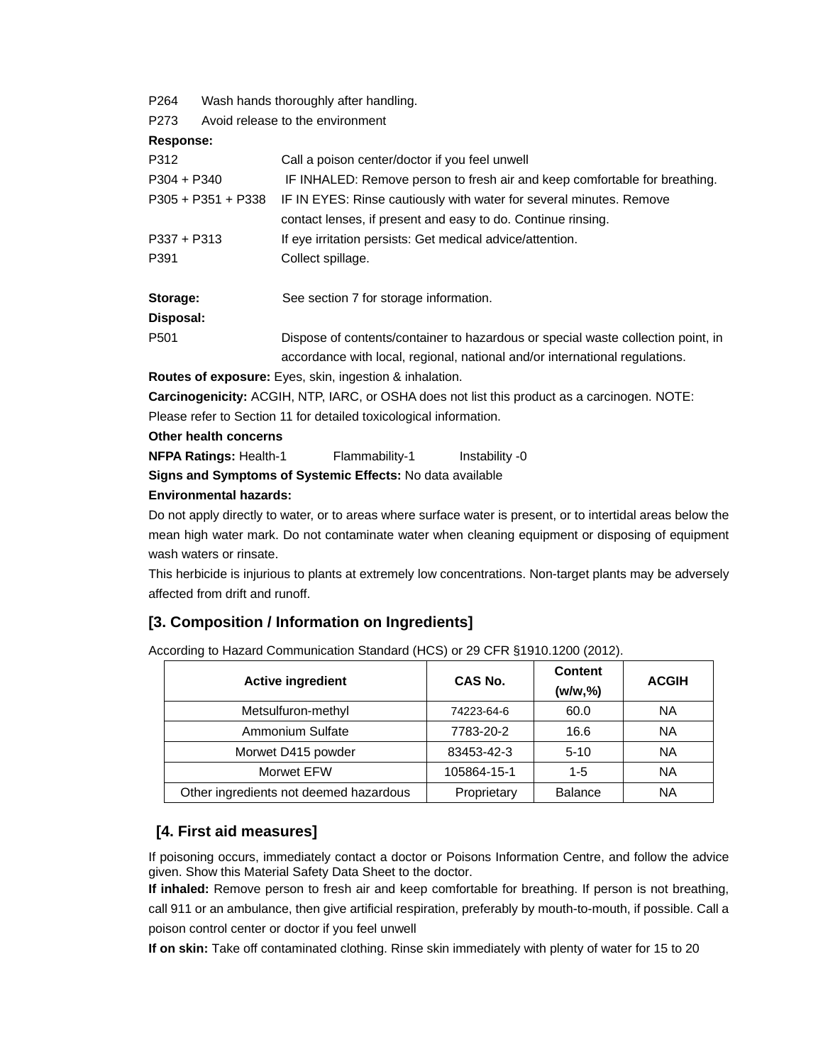P264 Wash hands thoroughly after handling.

P273 Avoid release to the environment

**Response:**

P312 Call a poison center/doctor if you feel unwell

P304 + P340 IF INHALED: Remove person to fresh air and keep comfortable for breathing.

P305 + P351 + P338 IF IN EYES: Rinse cautiously with water for several minutes. Remove contact lenses, if present and easy to do. Continue rinsing.

P337 + P313 If eye irritation persists: Get medical advice/attention.

P391 Collect spillage.

**Storage:** See section 7 for storage information.

**Disposal:**

P501 Dispose of contents/container to hazardous or special waste collection point, in accordance with local, regional, national and/or international regulations.

**Routes of exposure:** Eyes, skin, ingestion & inhalation.

**Carcinogenicity:** ACGIH, NTP, IARC, or OSHA does not list this product as a carcinogen. NOTE: Please refer to Section 11 for detailed toxicological information.

**Other health concerns**

**NFPA Ratings:** Health-1 Flammability-1 Instability -0

**Signs and Symptoms of Systemic Effects:** No data available

**Environmental hazards:**

Do not apply directly to water, or to areas where surface water is present, or to intertidal areas below the mean high water mark. Do not contaminate water when cleaning equipment or disposing of equipment wash waters or rinsate.

This herbicide is injurious to plants at extremely low concentrations. Non-target plants may be adversely affected from drift and runoff.

## [3. Composition / Information on Ingredients]

According to Hazard Communication Standard (HCS) or 29 CFR §1910.1200 (2012).

| Active ingredient | CAS No. | Content (w/w,%) | ACGIH |
|---|---|---|---|
| Metsulfuron-methyl | 74223-64-6 | 60.0 | NA |
| Ammonium Sulfate | 7783-20-2 | 16.6 | NA |
| Morwet D415 powder | 83453-42-3 | 5-10 | NA |
| Morwet EFW | 105864-15-1 | 1-5 | NA |
| Other ingredients not deemed hazardous | Proprietary | Balance | NA |

## [4. First aid measures]

If poisoning occurs, immediately contact a doctor or Poisons Information Centre, and follow the advice given. Show this Material Safety Data Sheet to the doctor.

**If inhaled:** Remove person to fresh air and keep comfortable for breathing. If person is not breathing, call 911 or an ambulance, then give artificial respiration, preferably by mouth-to-mouth, if possible. Call a poison control center or doctor if you feel unwell

**If on skin:** Take off contaminated clothing. Rinse skin immediately with plenty of water for 15 to 20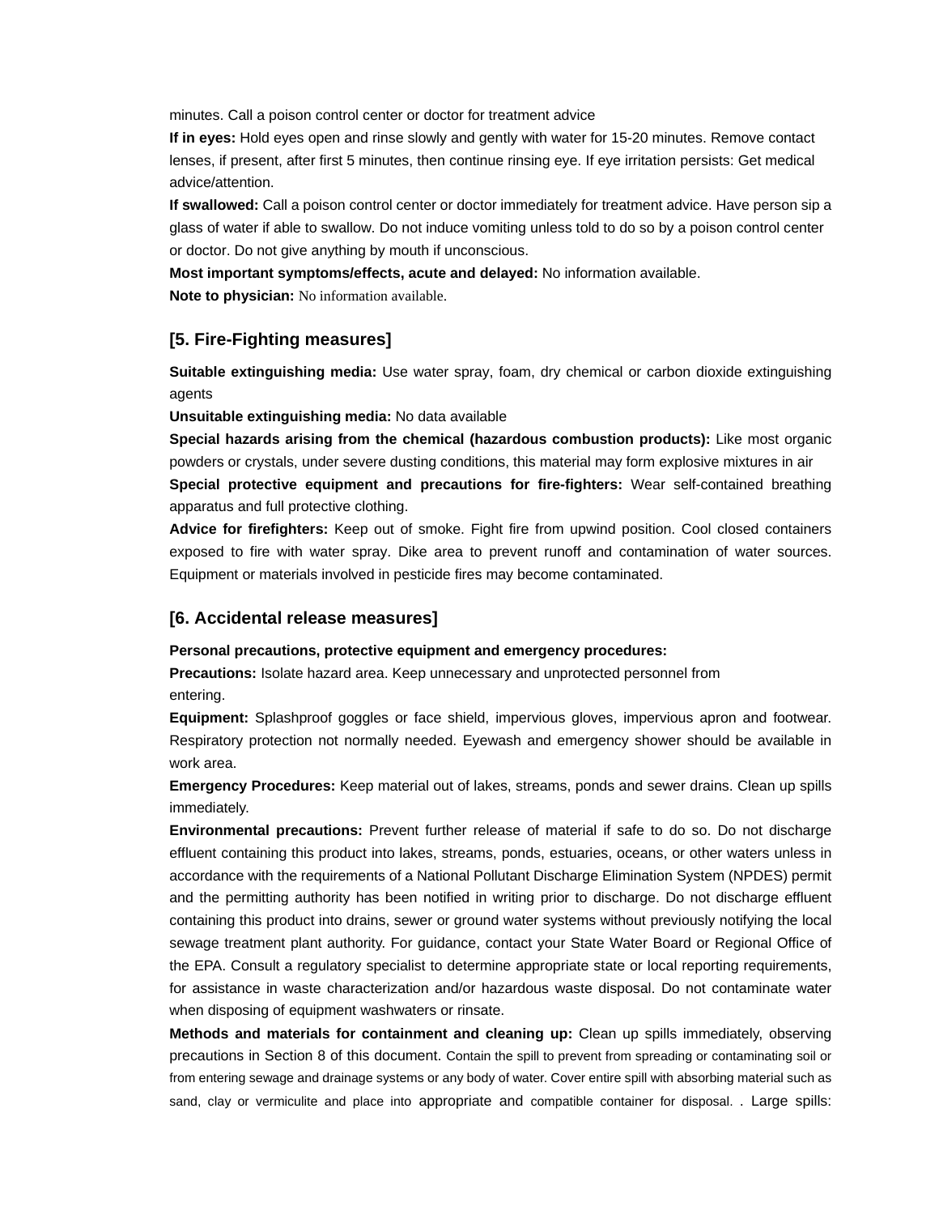minutes. Call a poison control center or doctor for treatment advice

**If in eyes:** Hold eyes open and rinse slowly and gently with water for 15-20 minutes. Remove contact lenses, if present, after first 5 minutes, then continue rinsing eye. If eye irritation persists: Get medical advice/attention.

**If swallowed:** Call a poison control center or doctor immediately for treatment advice. Have person sip a glass of water if able to swallow. Do not induce vomiting unless told to do so by a poison control center or doctor. Do not give anything by mouth if unconscious.

**Most important symptoms/effects, acute and delayed:** No information available.

**Note to physician:** No information available.

## [5. Fire-Fighting measures]

**Suitable extinguishing media:** Use water spray, foam, dry chemical or carbon dioxide extinguishing agents

**Unsuitable extinguishing media:** No data available

**Special hazards arising from the chemical (hazardous combustion products):** Like most organic powders or crystals, under severe dusting conditions, this material may form explosive mixtures in air

**Special protective equipment and precautions for fire-fighters:** Wear self-contained breathing apparatus and full protective clothing.

**Advice for firefighters:** Keep out of smoke. Fight fire from upwind position. Cool closed containers exposed to fire with water spray. Dike area to prevent runoff and contamination of water sources. Equipment or materials involved in pesticide fires may become contaminated.

## [6. Accidental release measures]

**Personal precautions, protective equipment and emergency procedures:**

**Precautions:** Isolate hazard area. Keep unnecessary and unprotected personnel from entering.

**Equipment:** Splashproof goggles or face shield, impervious gloves, impervious apron and footwear. Respiratory protection not normally needed. Eyewash and emergency shower should be available in work area.

**Emergency Procedures:** Keep material out of lakes, streams, ponds and sewer drains. Clean up spills immediately.

**Environmental precautions:** Prevent further release of material if safe to do so. Do not discharge effluent containing this product into lakes, streams, ponds, estuaries, oceans, or other waters unless in accordance with the requirements of a National Pollutant Discharge Elimination System (NPDES) permit and the permitting authority has been notified in writing prior to discharge. Do not discharge effluent containing this product into drains, sewer or ground water systems without previously notifying the local sewage treatment plant authority. For guidance, contact your State Water Board or Regional Office of the EPA. Consult a regulatory specialist to determine appropriate state or local reporting requirements, for assistance in waste characterization and/or hazardous waste disposal. Do not contaminate water when disposing of equipment washwaters or rinsate.

**Methods and materials for containment and cleaning up:** Clean up spills immediately, observing precautions in Section 8 of this document. Contain the spill to prevent from spreading or contaminating soil or from entering sewage and drainage systems or any body of water. Cover entire spill with absorbing material such as sand, clay or vermiculite and place into appropriate and compatible container for disposal. . Large spills: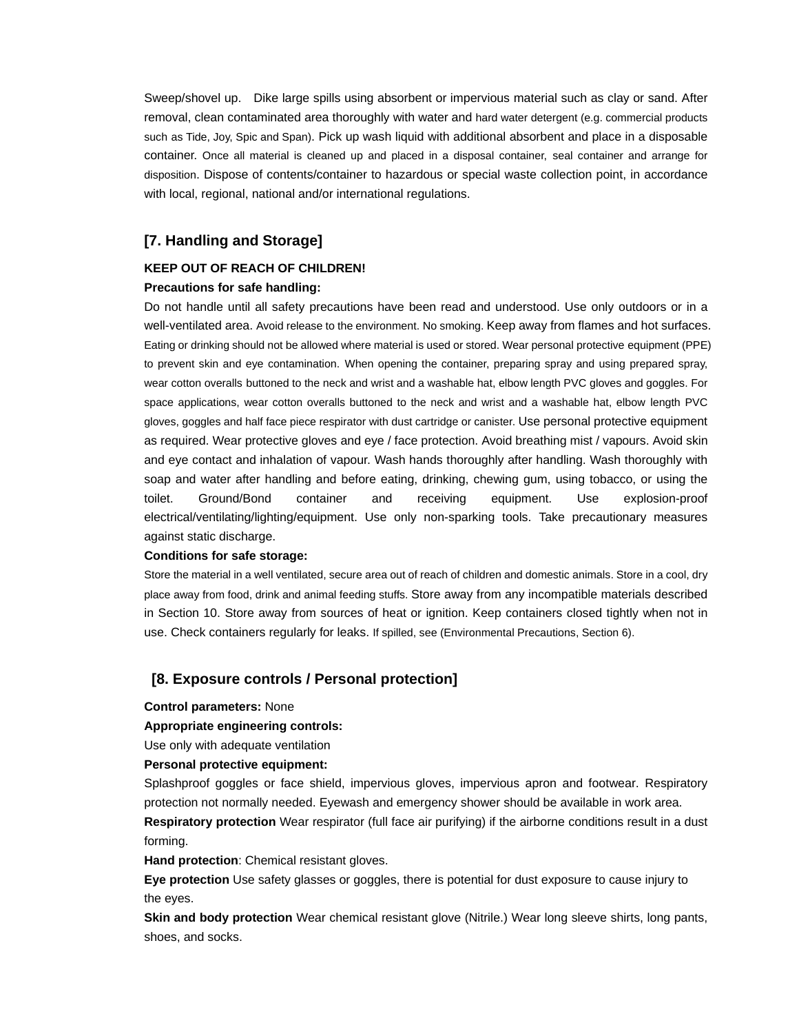Sweep/shovel up. Dike large spills using absorbent or impervious material such as clay or sand. After removal, clean contaminated area thoroughly with water and hard water detergent (e.g. commercial products such as Tide, Joy, Spic and Span). Pick up wash liquid with additional absorbent and place in a disposable container. Once all material is cleaned up and placed in a disposal container, seal container and arrange for disposition. Dispose of contents/container to hazardous or special waste collection point, in accordance with local, regional, national and/or international regulations.

## [7. Handling and Storage]

**KEEP OUT OF REACH OF CHILDREN!**

**Precautions for safe handling:**

Do not handle until all safety precautions have been read and understood. Use only outdoors or in a well-ventilated area. Avoid release to the environment. No smoking. Keep away from flames and hot surfaces. Eating or drinking should not be allowed where material is used or stored. Wear personal protective equipment (PPE) to prevent skin and eye contamination. When opening the container, preparing spray and using prepared spray, wear cotton overalls buttoned to the neck and wrist and a washable hat, elbow length PVC gloves and goggles. For space applications, wear cotton overalls buttoned to the neck and wrist and a washable hat, elbow length PVC gloves, goggles and half face piece respirator with dust cartridge or canister. Use personal protective equipment as required. Wear protective gloves and eye / face protection. Avoid breathing mist / vapours. Avoid skin and eye contact and inhalation of vapour. Wash hands thoroughly after handling. Wash thoroughly with soap and water after handling and before eating, drinking, chewing gum, using tobacco, or using the toilet. Ground/Bond container and receiving equipment. Use explosion-proof electrical/ventilating/lighting/equipment. Use only non-sparking tools. Take precautionary measures against static discharge.

**Conditions for safe storage:**

Store the material in a well ventilated, secure area out of reach of children and domestic animals. Store in a cool, dry place away from food, drink and animal feeding stuffs. Store away from any incompatible materials described in Section 10. Store away from sources of heat or ignition. Keep containers closed tightly when not in use. Check containers regularly for leaks. If spilled, see (Environmental Precautions, Section 6).

## [8. Exposure controls / Personal protection]

**Control parameters:** None

**Appropriate engineering controls:**

Use only with adequate ventilation

**Personal protective equipment:**

Splashproof goggles or face shield, impervious gloves, impervious apron and footwear. Respiratory protection not normally needed. Eyewash and emergency shower should be available in work area.

**Respiratory protection** Wear respirator (full face air purifying) if the airborne conditions result in a dust forming.

**Hand protection**: Chemical resistant gloves.

**Eye protection** Use safety glasses or goggles, there is potential for dust exposure to cause injury to the eyes.

**Skin and body protection** Wear chemical resistant glove (Nitrile.) Wear long sleeve shirts, long pants, shoes, and socks.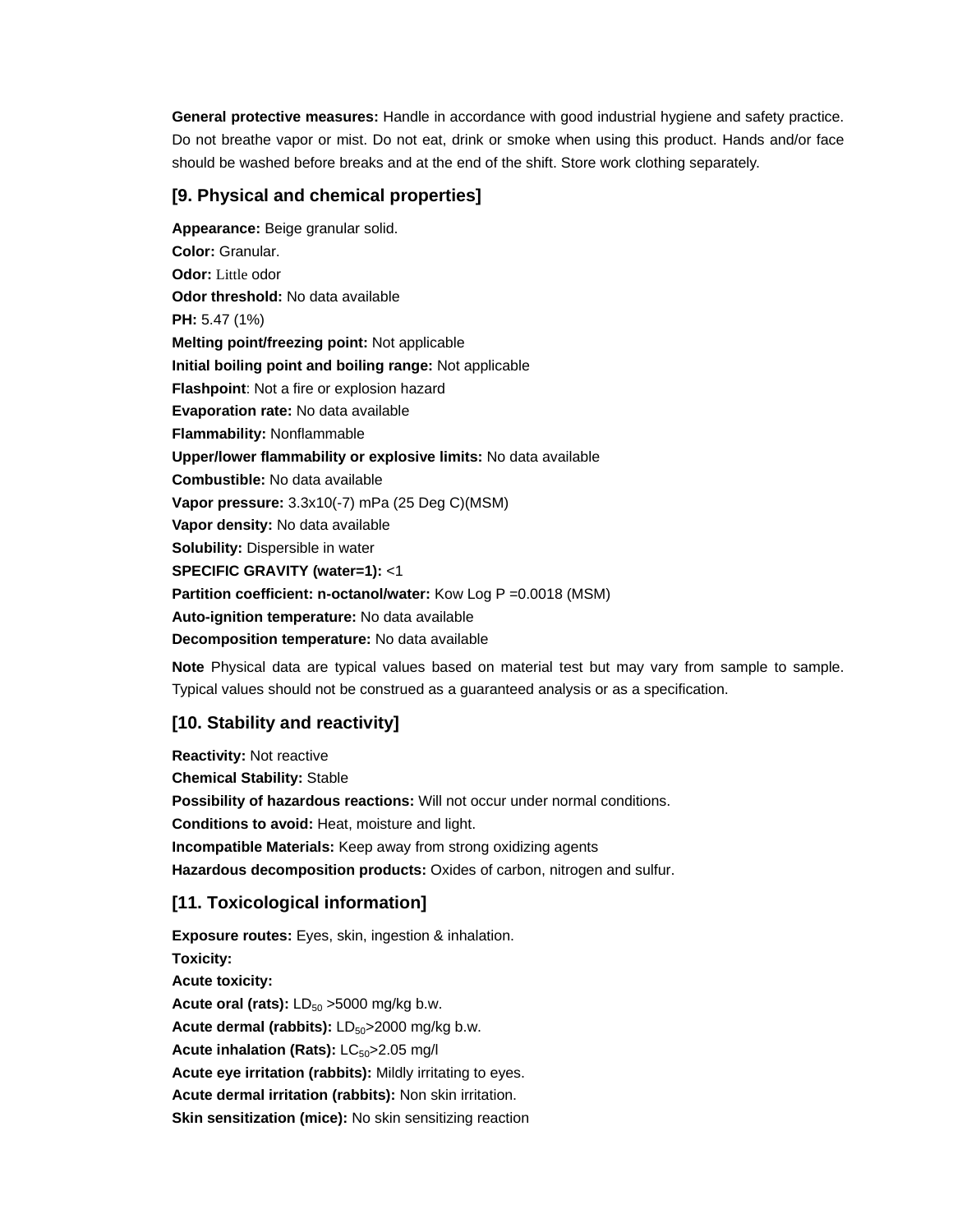**General protective measures:** Handle in accordance with good industrial hygiene and safety practice. Do not breathe vapor or mist. Do not eat, drink or smoke when using this product. Hands and/or face should be washed before breaks and at the end of the shift. Store work clothing separately.

## [9. Physical and chemical properties]

**Appearance:** Beige granular solid.
**Color:** Granular.
**Odor:** Little odor
**Odor threshold:** No data available
**PH:** 5.47 (1%)
**Melting point/freezing point:** Not applicable
**Initial boiling point and boiling range:** Not applicable
**Flashpoint**: Not a fire or explosion hazard
**Evaporation rate:** No data available
**Flammability:** Nonflammable
**Upper/lower flammability or explosive limits:** No data available
**Combustible:** No data available
**Vapor pressure:** 3.3x10(-7) mPa (25 Deg C)(MSM)
**Vapor density:** No data available
**Solubility:** Dispersible in water
**SPECIFIC GRAVITY (water=1):** <1
**Partition coefficient: n-octanol/water:** Kow Log P =0.0018 (MSM)
**Auto-ignition temperature:** No data available
**Decomposition temperature:** No data available

**Note** Physical data are typical values based on material test but may vary from sample to sample. Typical values should not be construed as a guaranteed analysis or as a specification.

## [10. Stability and reactivity]

**Reactivity:** Not reactive
**Chemical Stability:** Stable
**Possibility of hazardous reactions:** Will not occur under normal conditions.
**Conditions to avoid:** Heat, moisture and light.
**Incompatible Materials:** Keep away from strong oxidizing agents
**Hazardous decomposition products:** Oxides of carbon, nitrogen and sulfur.

## [11. Toxicological information]

**Exposure routes:** Eyes, skin, ingestion & inhalation.
**Toxicity:**
**Acute toxicity:**
**Acute oral (rats):** $LD_{50}$ >5000 mg/kg b.w.
**Acute dermal (rabbits):** $LD_{50}$>2000 mg/kg b.w.
**Acute inhalation (Rats):** $LC_{50}$>2.05 mg/l
**Acute eye irritation (rabbits):** Mildly irritating to eyes.
**Acute dermal irritation (rabbits):** Non skin irritation.
**Skin sensitization (mice):** No skin sensitizing reaction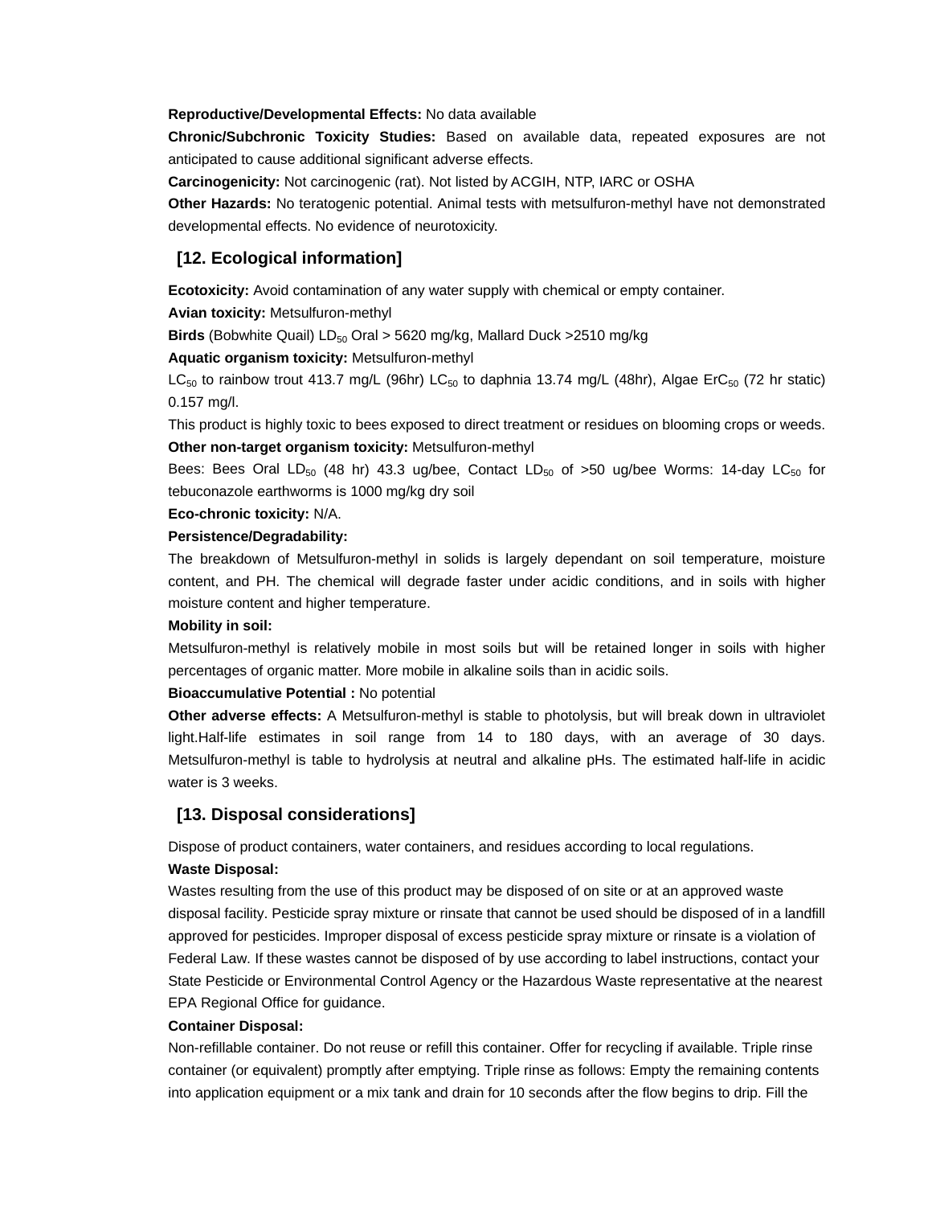**Reproductive/Developmental Effects:** No data available

**Chronic/Subchronic Toxicity Studies:** Based on available data, repeated exposures are not anticipated to cause additional significant adverse effects.

**Carcinogenicity:** Not carcinogenic (rat). Not listed by ACGIH, NTP, IARC or OSHA

**Other Hazards:** No teratogenic potential. Animal tests with metsulfuron-methyl have not demonstrated developmental effects. No evidence of neurotoxicity.

## [12. Ecological information]

**Ecotoxicity:** Avoid contamination of any water supply with chemical or empty container.

**Avian toxicity:** Metsulfuron-methyl

**Birds** (Bobwhite Quail) $LD_{50}$ Oral > 5620 mg/kg, Mallard Duck >2510 mg/kg

**Aquatic organism toxicity:** Metsulfuron-methyl

$LC_{50}$ to rainbow trout 413.7 mg/L (96hr) $LC_{50}$ to daphnia 13.74 mg/L (48hr), Algae $ErC_{50}$ (72 hr static) 0.157 mg/l.

This product is highly toxic to bees exposed to direct treatment or residues on blooming crops or weeds.

**Other non-target organism toxicity:** Metsulfuron-methyl

Bees: Bees Oral $LD_{50}$ (48 hr) 43.3 ug/bee, Contact $LD_{50}$ of >50 ug/bee Worms: 14-day $LC_{50}$ for tebuconazole earthworms is 1000 mg/kg dry soil

**Eco-chronic toxicity:** N/A.

**Persistence/Degradability:**

The breakdown of Metsulfuron-methyl in solids is largely dependant on soil temperature, moisture content, and PH. The chemical will degrade faster under acidic conditions, and in soils with higher moisture content and higher temperature.

**Mobility in soil:**

Metsulfuron-methyl is relatively mobile in most soils but will be retained longer in soils with higher percentages of organic matter. More mobile in alkaline soils than in acidic soils.

**Bioaccumulative Potential :** No potential

**Other adverse effects:** A Metsulfuron-methyl is stable to photolysis, but will break down in ultraviolet light.Half-life estimates in soil range from 14 to 180 days, with an average of 30 days. Metsulfuron-methyl is table to hydrolysis at neutral and alkaline pHs. The estimated half-life in acidic water is 3 weeks.

## [13. Disposal considerations]

Dispose of product containers, water containers, and residues according to local regulations.

**Waste Disposal:**

Wastes resulting from the use of this product may be disposed of on site or at an approved waste disposal facility. Pesticide spray mixture or rinsate that cannot be used should be disposed of in a landfill approved for pesticides. Improper disposal of excess pesticide spray mixture or rinsate is a violation of Federal Law. If these wastes cannot be disposed of by use according to label instructions, contact your State Pesticide or Environmental Control Agency or the Hazardous Waste representative at the nearest EPA Regional Office for guidance.

**Container Disposal:**

Non-refillable container. Do not reuse or refill this container. Offer for recycling if available. Triple rinse container (or equivalent) promptly after emptying. Triple rinse as follows: Empty the remaining contents into application equipment or a mix tank and drain for 10 seconds after the flow begins to drip. Fill the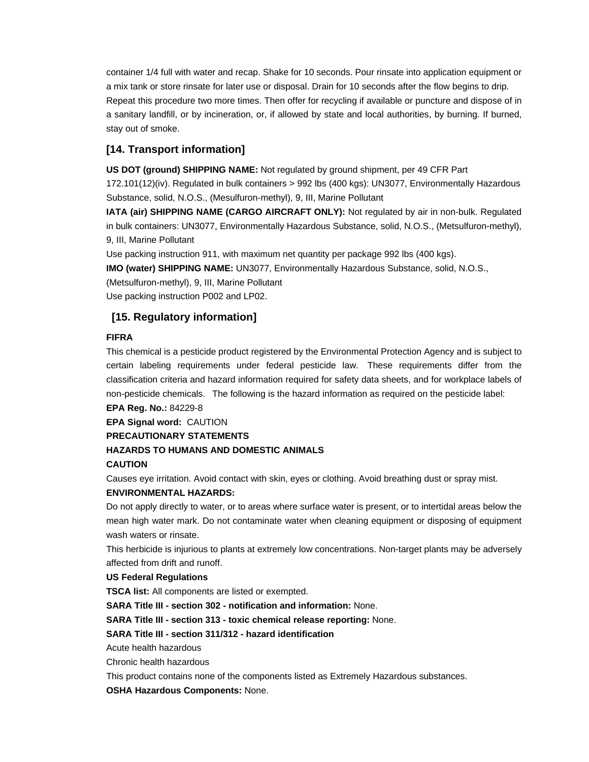container 1/4 full with water and recap. Shake for 10 seconds. Pour rinsate into application equipment or a mix tank or store rinsate for later use or disposal. Drain for 10 seconds after the flow begins to drip. Repeat this procedure two more times. Then offer for recycling if available or puncture and dispose of in a sanitary landfill, or by incineration, or, if allowed by state and local authorities, by burning. If burned, stay out of smoke.

## [14. Transport information]

**US DOT (ground) SHIPPING NAME:** Not regulated by ground shipment, per 49 CFR Part 172.101(12)(iv). Regulated in bulk containers > 992 lbs (400 kgs): UN3077, Environmentally Hazardous Substance, solid, N.O.S., (Mesulfuron-methyl), 9, III, Marine Pollutant

**IATA (air) SHIPPING NAME (CARGO AIRCRAFT ONLY):** Not regulated by air in non-bulk. Regulated in bulk containers: UN3077, Environmentally Hazardous Substance, solid, N.O.S., (Metsulfuron-methyl), 9, III, Marine Pollutant

Use packing instruction 911, with maximum net quantity per package 992 lbs (400 kgs).

**IMO (water) SHIPPING NAME:** UN3077, Environmentally Hazardous Substance, solid, N.O.S., (Metsulfuron-methyl), 9, III, Marine Pollutant

Use packing instruction P002 and LP02.

## [15. Regulatory information]

**FIFRA**

This chemical is a pesticide product registered by the Environmental Protection Agency and is subject to certain labeling requirements under federal pesticide law. These requirements differ from the classification criteria and hazard information required for safety data sheets, and for workplace labels of non-pesticide chemicals. The following is the hazard information as required on the pesticide label:

**EPA Reg. No.:** 84229-8

**EPA Signal word:** CAUTION

**PRECAUTIONARY STATEMENTS**

**HAZARDS TO HUMANS AND DOMESTIC ANIMALS**

**CAUTION**

Causes eye irritation. Avoid contact with skin, eyes or clothing. Avoid breathing dust or spray mist.

**ENVIRONMENTAL HAZARDS:**

Do not apply directly to water, or to areas where surface water is present, or to intertidal areas below the mean high water mark. Do not contaminate water when cleaning equipment or disposing of equipment wash waters or rinsate.

This herbicide is injurious to plants at extremely low concentrations. Non-target plants may be adversely affected from drift and runoff.

**US Federal Regulations**

**TSCA list:** All components are listed or exempted.

**SARA Title III - section 302 - notification and information:** None.

**SARA Title III - section 313 - toxic chemical release reporting:** None.

**SARA Title III - section 311/312 - hazard identification**

Acute health hazardous

Chronic health hazardous

This product contains none of the components listed as Extremely Hazardous substances.

**OSHA Hazardous Components:** None.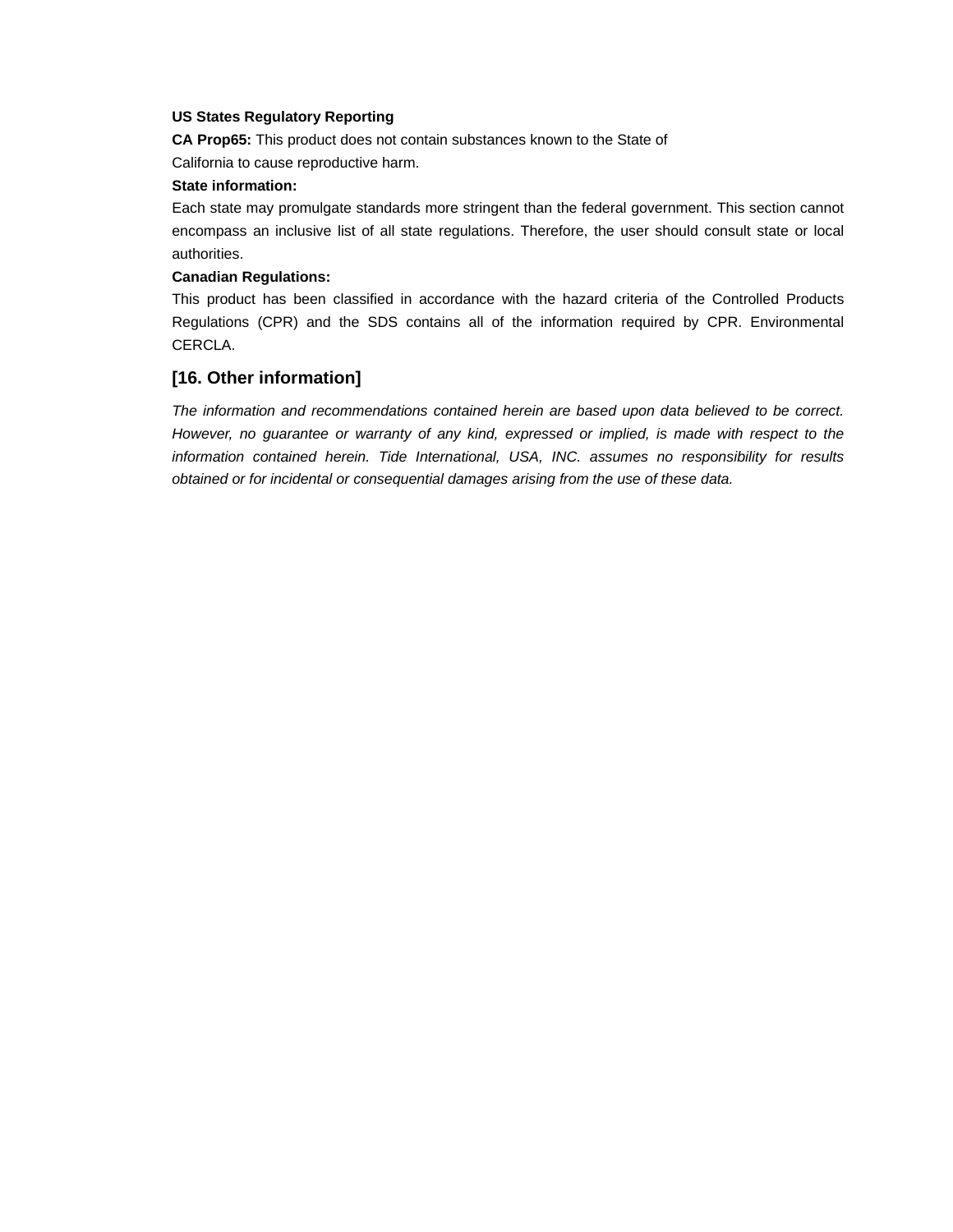**US States Regulatory Reporting**

**CA Prop65:** This product does not contain substances known to the State of California to cause reproductive harm.

**State information:**

Each state may promulgate standards more stringent than the federal government. This section cannot encompass an inclusive list of all state regulations. Therefore, the user should consult state or local authorities.

**Canadian Regulations:**

This product has been classified in accordance with the hazard criteria of the Controlled Products Regulations (CPR) and the SDS contains all of the information required by CPR. Environmental CERCLA.

## [16. Other information]

*The information and recommendations contained herein are based upon data believed to be correct. However, no guarantee or warranty of any kind, expressed or implied, is made with respect to the information contained herein. Tide International, USA, INC. assumes no responsibility for results obtained or for incidental or consequential damages arising from the use of these data.*